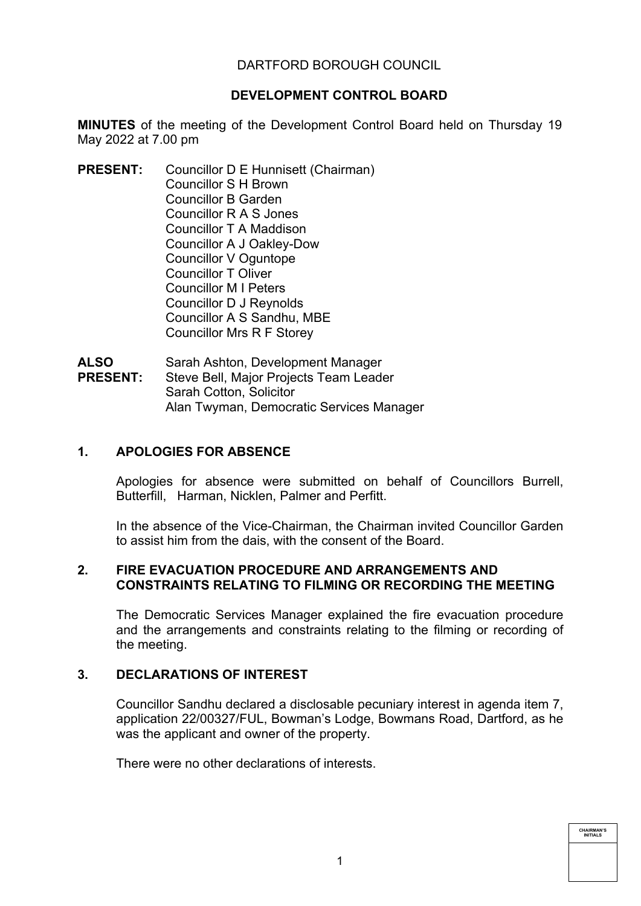DARTFORD BOROUGH COUNCIL

**DEVELOPMENT CONTROL BOARD**

**MINUTES** of the meeting of the Development Control Board held on Thursday 19 May 2022 at 7.00 pm

**PRESENT:** Councillor D E Hunnisett (Chairman)
Councillor S H Brown
Councillor B Garden
Councillor R A S Jones
Councillor T A Maddison
Councillor A J Oakley-Dow
Councillor V Oguntope
Councillor T Oliver
Councillor M I Peters
Councillor D J Reynolds
Councillor A S Sandhu, MBE
Councillor Mrs R F Storey

**ALSO PRESENT:** Sarah Ashton, Development Manager
Steve Bell, Major Projects Team Leader
Sarah Cotton, Solicitor
Alan Twyman, Democratic Services Manager

## 1. APOLOGIES FOR ABSENCE

Apologies for absence were submitted on behalf of Councillors Burrell, Butterfill, Harman, Nicklen, Palmer and Perfitt.

In the absence of the Vice-Chairman, the Chairman invited Councillor Garden to assist him from the dais, with the consent of the Board.

## 2. FIRE EVACUATION PROCEDURE AND ARRANGEMENTS AND CONSTRAINTS RELATING TO FILMING OR RECORDING THE MEETING

The Democratic Services Manager explained the fire evacuation procedure and the arrangements and constraints relating to the filming or recording of the meeting.

## 3. DECLARATIONS OF INTEREST

Councillor Sandhu declared a disclosable pecuniary interest in agenda item 7, application 22/00327/FUL, Bowman's Lodge, Bowmans Road, Dartford, as he was the applicant and owner of the property.

There were no other declarations of interests.

CHAIRMAN'S INITIALS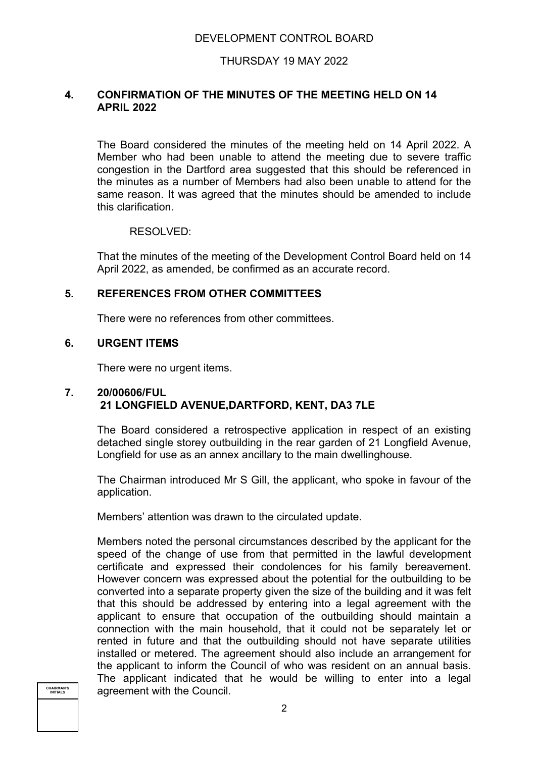## 4. CONFIRMATION OF THE MINUTES OF THE MEETING HELD ON 14 APRIL 2022

The Board considered the minutes of the meeting held on 14 April 2022. A Member who had been unable to attend the meeting due to severe traffic congestion in the Dartford area suggested that this should be referenced in the minutes as a number of Members had also been unable to attend for the same reason. It was agreed that the minutes should be amended to include this clarification.

RESOLVED:

That the minutes of the meeting of the Development Control Board held on 14 April 2022, as amended, be confirmed as an accurate record.

## 5. REFERENCES FROM OTHER COMMITTEES

There were no references from other committees.

## 6. URGENT ITEMS

There were no urgent items.

## 7. 20/00606/FUL 21 LONGFIELD AVENUE,DARTFORD, KENT, DA3 7LE

The Board considered a retrospective application in respect of an existing detached single storey outbuilding in the rear garden of 21 Longfield Avenue, Longfield for use as an annex ancillary to the main dwellinghouse.

The Chairman introduced Mr S Gill, the applicant, who spoke in favour of the application.

Members' attention was drawn to the circulated update.

Members noted the personal circumstances described by the applicant for the speed of the change of use from that permitted in the lawful development certificate and expressed their condolences for his family bereavement. However concern was expressed about the potential for the outbuilding to be converted into a separate property given the size of the building and it was felt that this should be addressed by entering into a legal agreement with the applicant to ensure that occupation of the outbuilding should maintain a connection with the main household, that it could not be separately let or rented in future and that the outbuilding should not have separate utilities installed or metered. The agreement should also include an arrangement for the applicant to inform the Council of who was resident on an annual basis. The applicant indicated that he would be willing to enter into a legal agreement with the Council.

CHAIRMAN'S INITIALS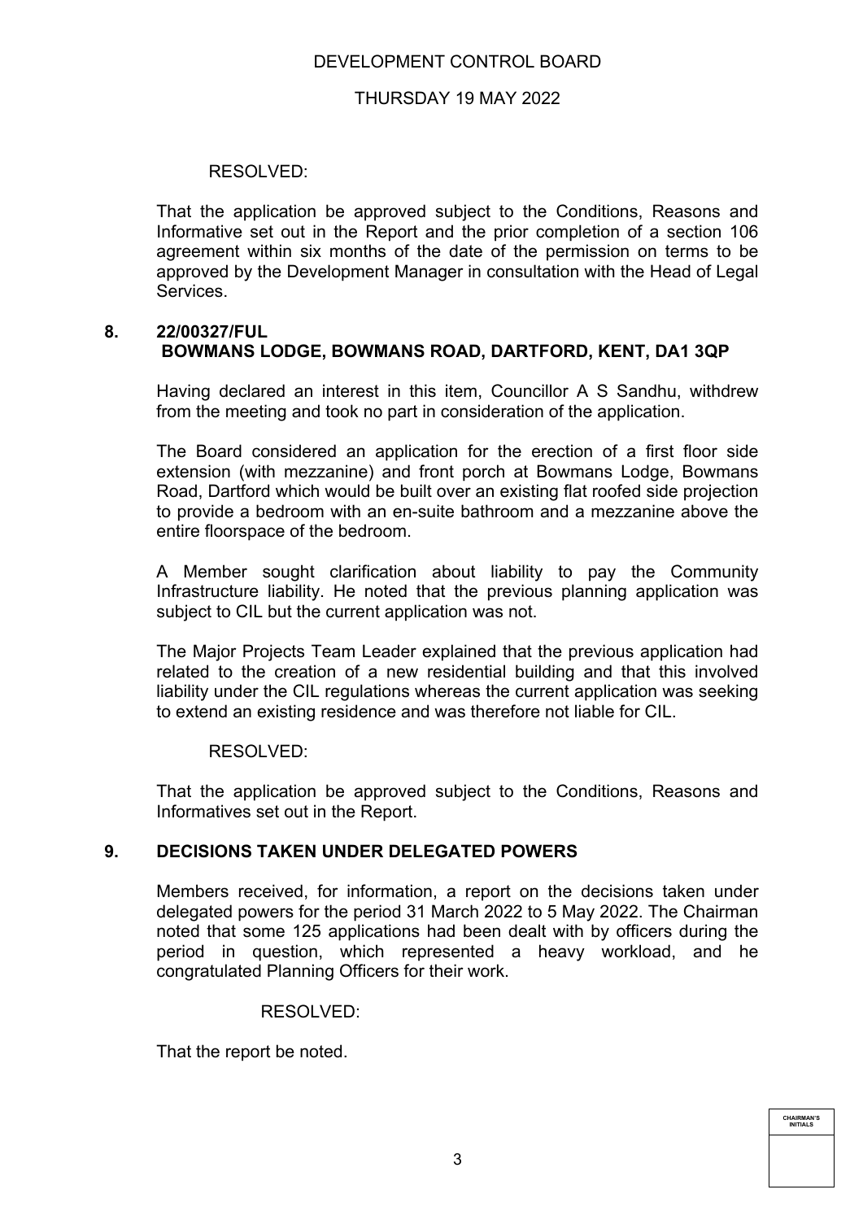RESOLVED:

That the application be approved subject to the Conditions, Reasons and Informative set out in the Report and the prior completion of a section 106 agreement within six months of the date of the permission on terms to be approved by the Development Manager in consultation with the Head of Legal Services.

## 8. 22/00327/FUL BOWMANS LODGE, BOWMANS ROAD, DARTFORD, KENT, DA1 3QP

Having declared an interest in this item, Councillor A S Sandhu, withdrew from the meeting and took no part in consideration of the application.

The Board considered an application for the erection of a first floor side extension (with mezzanine) and front porch at Bowmans Lodge, Bowmans Road, Dartford which would be built over an existing flat roofed side projection to provide a bedroom with an en-suite bathroom and a mezzanine above the entire floorspace of the bedroom.

A Member sought clarification about liability to pay the Community Infrastructure liability. He noted that the previous planning application was subject to CIL but the current application was not.

The Major Projects Team Leader explained that the previous application had related to the creation of a new residential building and that this involved liability under the CIL regulations whereas the current application was seeking to extend an existing residence and was therefore not liable for CIL.

RESOLVED:

That the application be approved subject to the Conditions, Reasons and Informatives set out in the Report.

## 9. DECISIONS TAKEN UNDER DELEGATED POWERS

Members received, for information, a report on the decisions taken under delegated powers for the period 31 March 2022 to 5 May 2022. The Chairman noted that some 125 applications had been dealt with by officers during the period in question, which represented a heavy workload, and he congratulated Planning Officers for their work.

RESOLVED:

That the report be noted.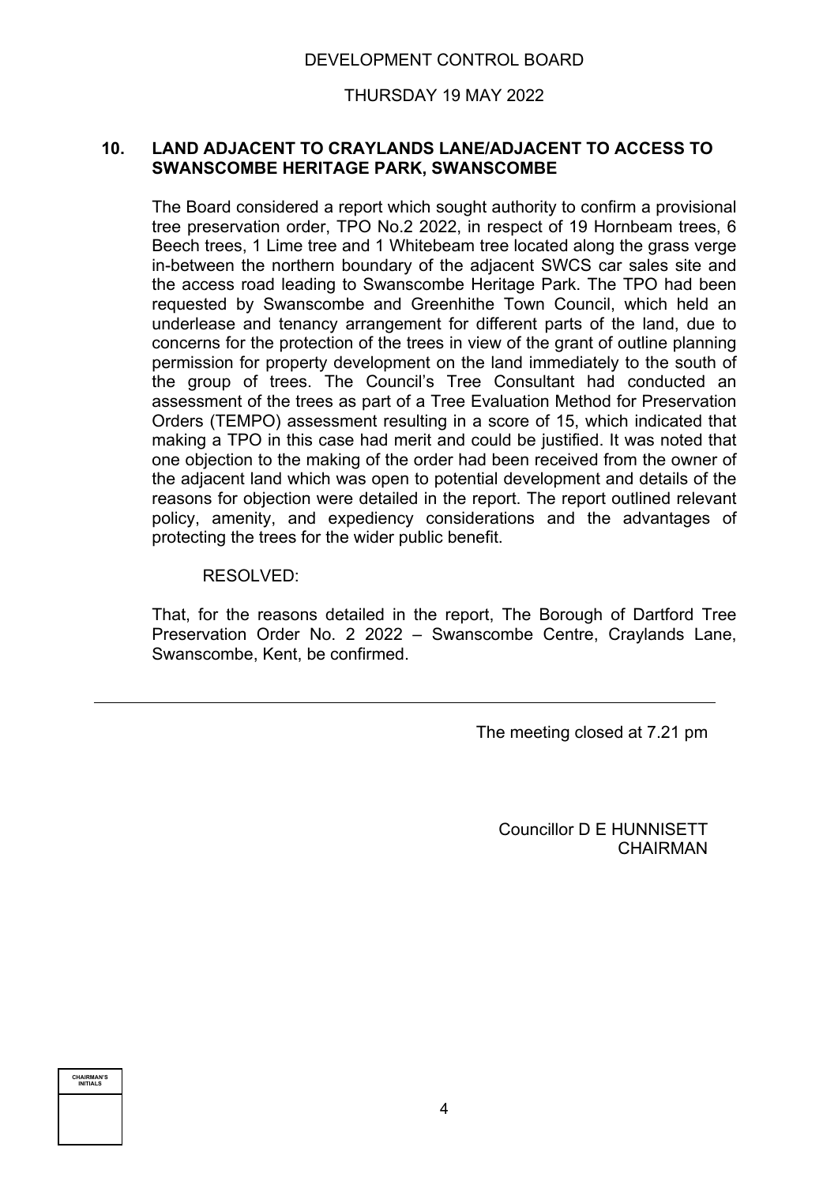## 10. LAND ADJACENT TO CRAYLANDS LANE/ADJACENT TO ACCESS TO SWANSCOMBE HERITAGE PARK, SWANSCOMBE

The Board considered a report which sought authority to confirm a provisional tree preservation order, TPO No.2 2022, in respect of 19 Hornbeam trees, 6 Beech trees, 1 Lime tree and 1 Whitebeam tree located along the grass verge in-between the northern boundary of the adjacent SWCS car sales site and the access road leading to Swanscombe Heritage Park. The TPO had been requested by Swanscombe and Greenhithe Town Council, which held an underlease and tenancy arrangement for different parts of the land, due to concerns for the protection of the trees in view of the grant of outline planning permission for property development on the land immediately to the south of the group of trees. The Council's Tree Consultant had conducted an assessment of the trees as part of a Tree Evaluation Method for Preservation Orders (TEMPO) assessment resulting in a score of 15, which indicated that making a TPO in this case had merit and could be justified. It was noted that one objection to the making of the order had been received from the owner of the adjacent land which was open to potential development and details of the reasons for objection were detailed in the report. The report outlined relevant policy, amenity, and expediency considerations and the advantages of protecting the trees for the wider public benefit.

RESOLVED:

That, for the reasons detailed in the report, The Borough of Dartford Tree Preservation Order No. 2 2022 – Swanscombe Centre, Craylands Lane, Swanscombe, Kent, be confirmed.

---

The meeting closed at 7.21 pm

Councillor D E HUNNISETT
CHAIRMAN

CHAIRMAN'S INITIALS